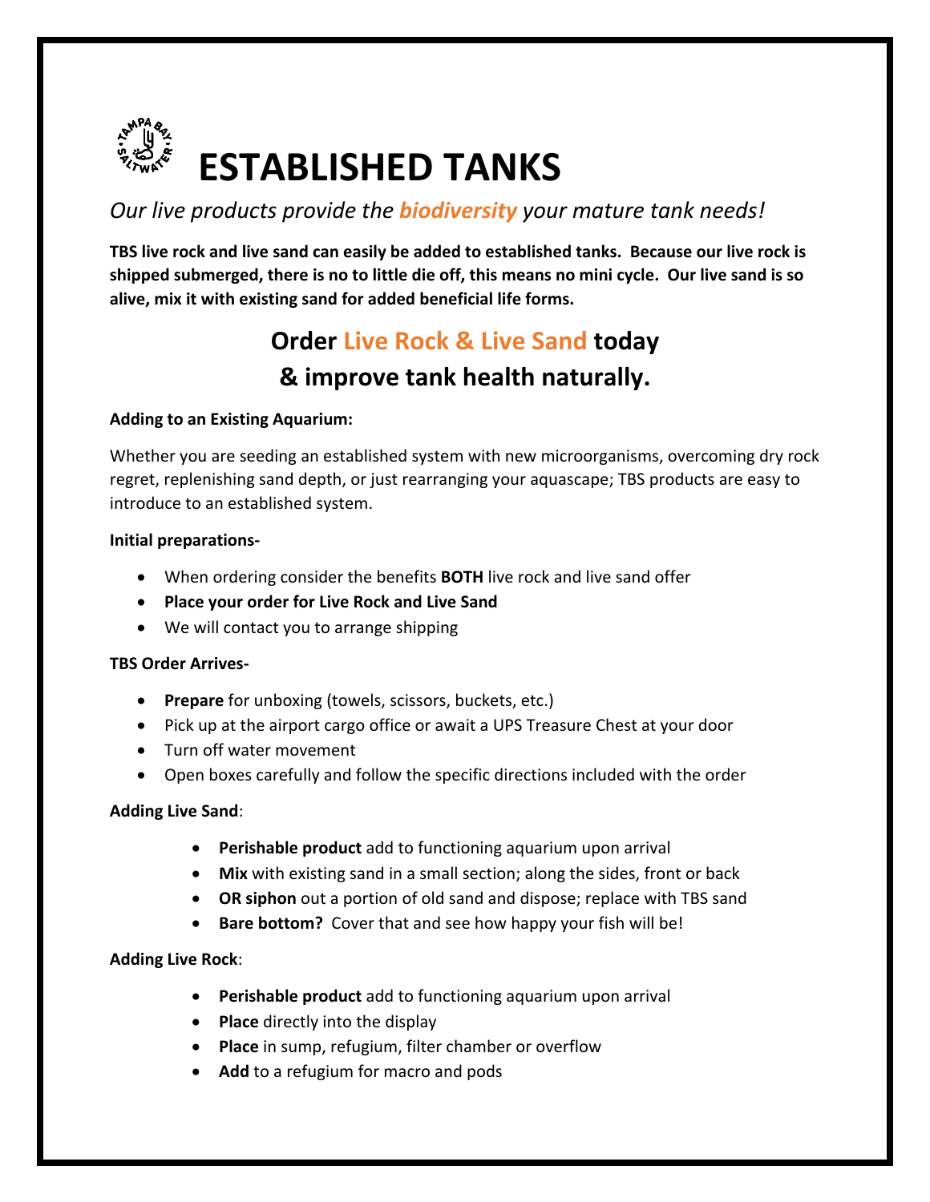# ESTABLISHED TANKS

*Our live products provide the **biodiversity** your mature tank needs!*

**TBS live rock and live sand can easily be added to established tanks. Because our live rock is shipped submerged, there is no to little die off, this means no mini cycle. Our live sand is so alive, mix it with existing sand for added beneficial life forms.**

## Order Live Rock & Live Sand today & improve tank health naturally.

**Adding to an Existing Aquarium:**

Whether you are seeding an established system with new microorganisms, overcoming dry rock regret, replenishing sand depth, or just rearranging your aquascape; TBS products are easy to introduce to an established system.

**Initial preparations-**

- When ordering consider the benefits **BOTH** live rock and live sand offer
- **Place your order for Live Rock and Live Sand**
- We will contact you to arrange shipping

**TBS Order Arrives-**

- **Prepare** for unboxing (towels, scissors, buckets, etc.)
- Pick up at the airport cargo office or await a UPS Treasure Chest at your door
- Turn off water movement
- Open boxes carefully and follow the specific directions included with the order

**Adding Live Sand**:

- **Perishable product** add to functioning aquarium upon arrival
- **Mix** with existing sand in a small section; along the sides, front or back
- **OR siphon** out a portion of old sand and dispose; replace with TBS sand
- **Bare bottom?** Cover that and see how happy your fish will be!

**Adding Live Rock**:

- **Perishable product** add to functioning aquarium upon arrival
- **Place** directly into the display
- **Place** in sump, refugium, filter chamber or overflow
- **Add** to a refugium for macro and pods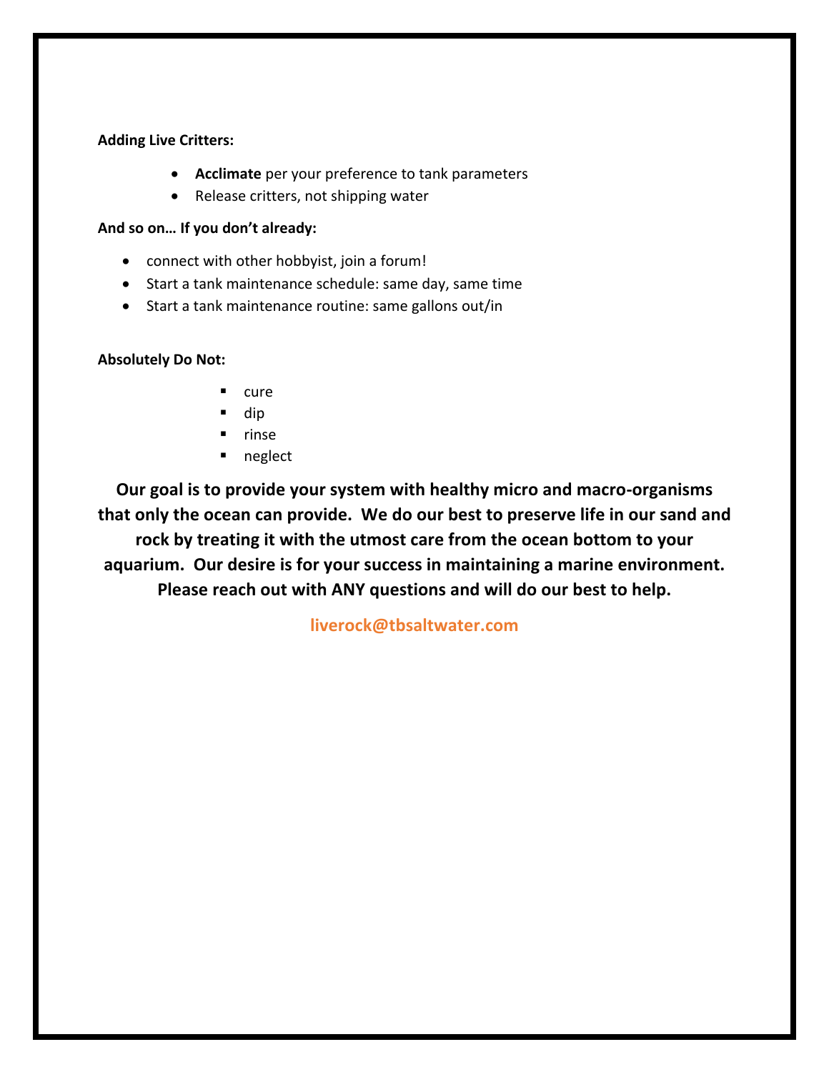**Adding Live Critters:**

- **Acclimate** per your preference to tank parameters
- Release critters, not shipping water

**And so on… If you don't already:**

- connect with other hobbyist, join a forum!
- Start a tank maintenance schedule: same day, same time
- Start a tank maintenance routine: same gallons out/in

**Absolutely Do Not:**

- cure
- dip
- rinse
- neglect

**Our goal is to provide your system with healthy micro and macro-organisms that only the ocean can provide. We do our best to preserve life in our sand and rock by treating it with the utmost care from the ocean bottom to your aquarium. Our desire is for your success in maintaining a marine environment. Please reach out with ANY questions and will do our best to help.**

**liverock@tbsaltwater.com**